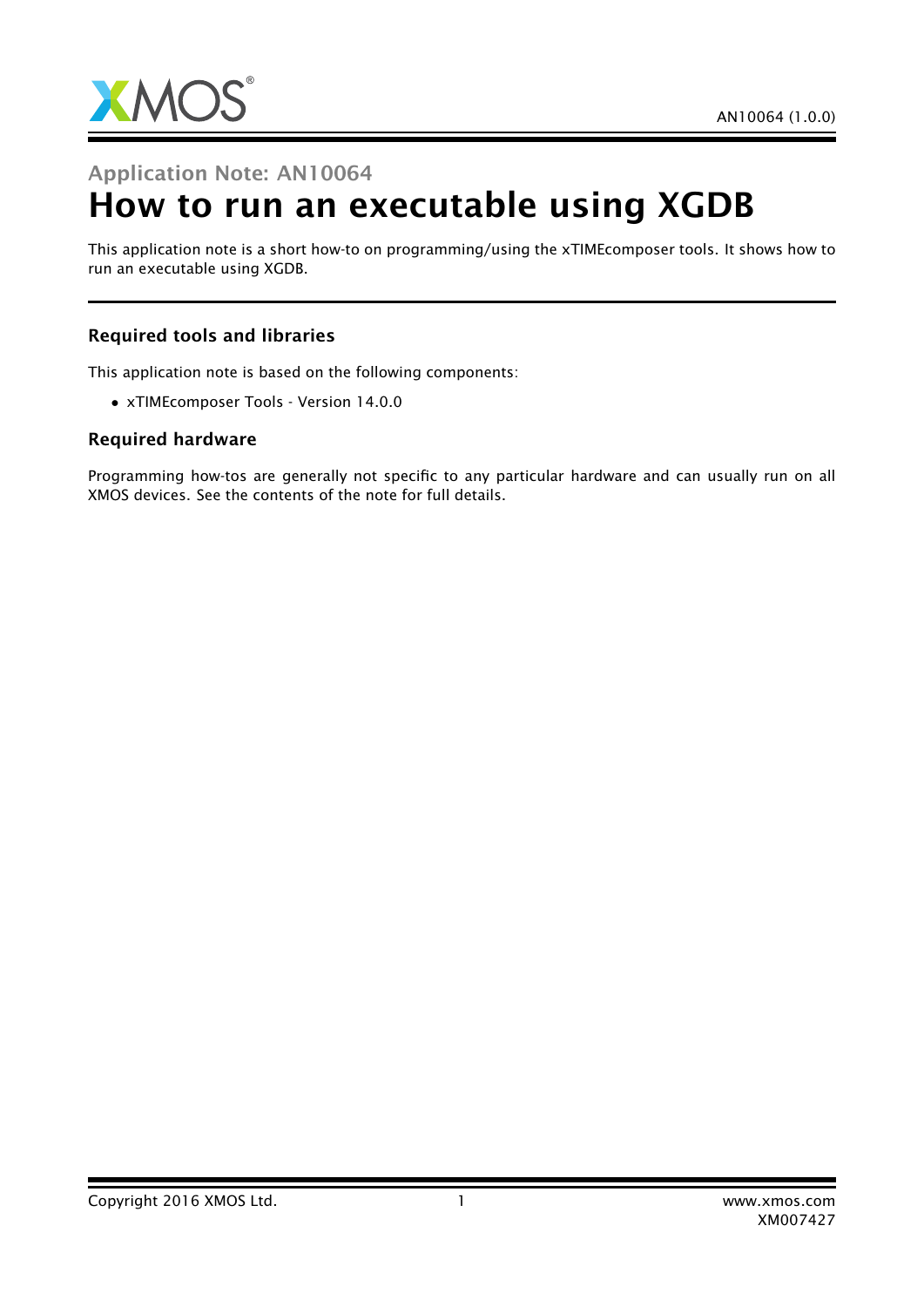Application Note: AN10064

# How to run an executable using XGDB

This application note is a short how-to on programming/using the xTIMEcomposer tools. It shows how to run an executable using XGDB.

### Required tools and libraries

This application note is based on the following components:

- xTIMEcomposer Tools - Version 14.0.0

### Required hardware

Programming how-tos are generally not specific to any particular hardware and can usually run on all XMOS devices. See the contents of the note for full details.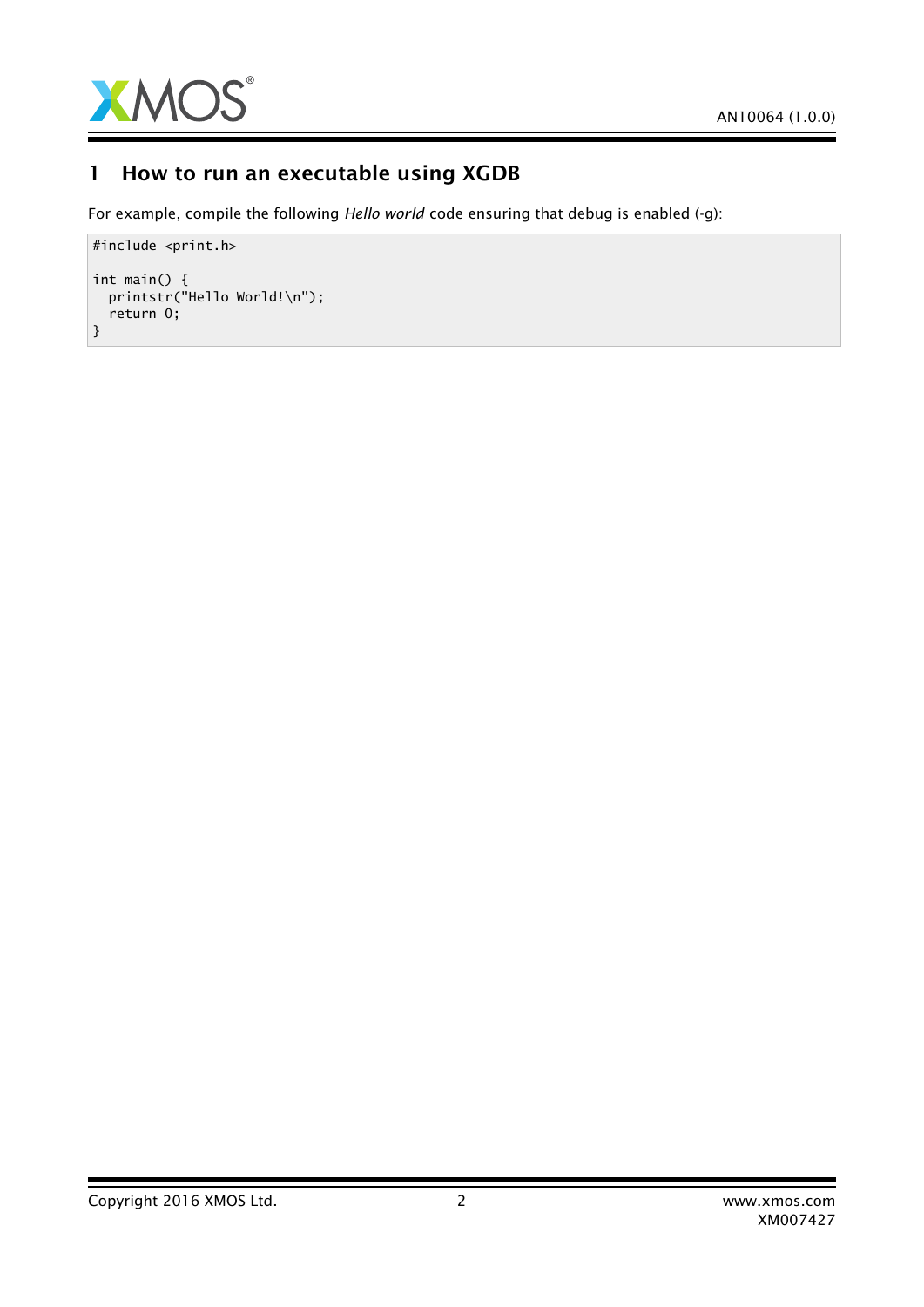# 1 How to run an executable using XGDB

For example, compile the following *Hello world* code ensuring that debug is enabled (-g):

```
#include <print.h>

int main() {
  printstr("Hello World!\n");
  return 0;
}
```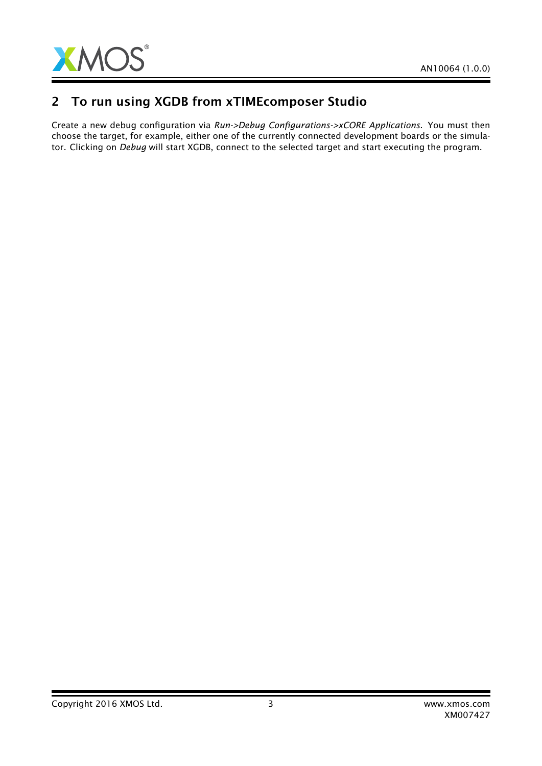## 2 To run using XGDB from xTIMEcomposer Studio

Create a new debug configuration via *Run->Debug Configurations->xCORE Applications*. You must then choose the target, for example, either one of the currently connected development boards or the simulator. Clicking on *Debug* will start XGDB, connect to the selected target and start executing the program.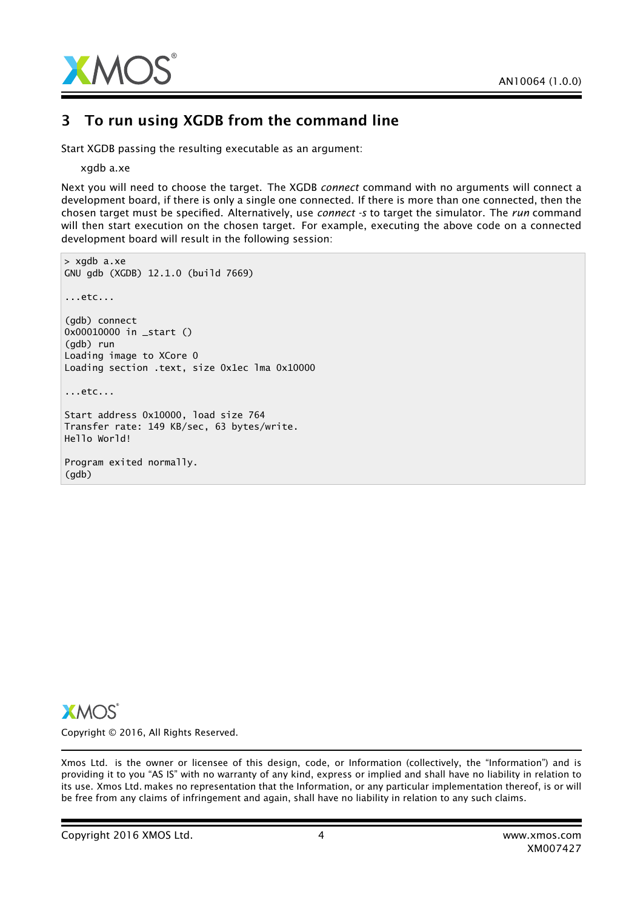## 3 To run using XGDB from the command line

Start XGDB passing the resulting executable as an argument:

xgdb a.xe

Next you will need to choose the target. The XGDB *connect* command with no arguments will connect a development board, if there is only a single one connected. If there is more than one connected, then the chosen target must be specified. Alternatively, use *connect -s* to target the simulator. The *run* command will then start execution on the chosen target. For example, executing the above code on a connected development board will result in the following session:

```
> xgdb a.xe
GNU gdb (XGDB) 12.1.0 (build 7669)

...etc...

(gdb) connect
0x00010000 in _start ()
(gdb) run
Loading image to XCore 0
Loading section .text, size 0x1ec lma 0x10000

...etc...

Start address 0x10000, load size 764
Transfer rate: 149 KB/sec, 63 bytes/write.
Hello World!

Program exited normally.
(gdb)
```

Copyright © 2016, All Rights Reserved.

Xmos Ltd. is the owner or licensee of this design, code, or Information (collectively, the "Information") and is providing it to you "AS IS" with no warranty of any kind, express or implied and shall have no liability in relation to its use. Xmos Ltd. makes no representation that the Information, or any particular implementation thereof, is or will be free from any claims of infringement and again, shall have no liability in relation to any such claims.